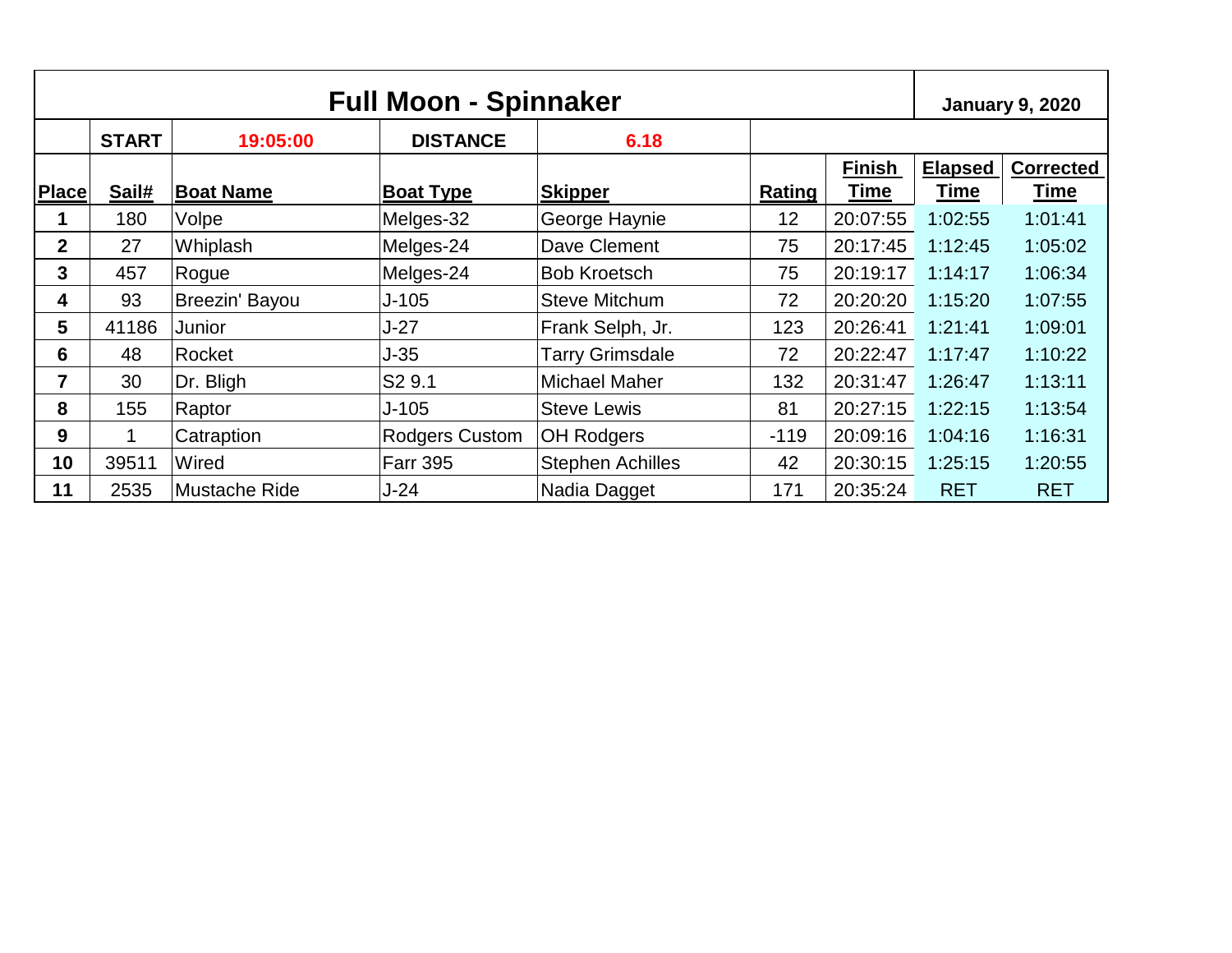# Full Moon - Spinnaker

**January 9, 2020**

| | **START** | **19:05:00** | **DISTANCE** | **6.18** | | | | |
|---|---|---|---|---|---|---|---|---|
| **Place** | **Sail#** | **Boat Name** | **Boat Type** | **Skipper** | **Rating** | **Finish Time** | **Elapsed Time** | **Corrected Time** |
| **1** | 180 | Volpe | Melges-32 | George Haynie | 12 | 20:07:55 | 1:02:55 | 1:01:41 |
| **2** | 27 | Whiplash | Melges-24 | Dave Clement | 75 | 20:17:45 | 1:12:45 | 1:05:02 |
| **3** | 457 | Rogue | Melges-24 | Bob Kroetsch | 75 | 20:19:17 | 1:14:17 | 1:06:34 |
| **4** | 93 | Breezin' Bayou | J-105 | Steve Mitchum | 72 | 20:20:20 | 1:15:20 | 1:07:55 |
| **5** | 41186 | Junior | J-27 | Frank Selph, Jr. | 123 | 20:26:41 | 1:21:41 | 1:09:01 |
| **6** | 48 | Rocket | J-35 | Tarry Grimsdale | 72 | 20:22:47 | 1:17:47 | 1:10:22 |
| **7** | 30 | Dr. Bligh | S2 9.1 | Michael Maher | 132 | 20:31:47 | 1:26:47 | 1:13:11 |
| **8** | 155 | Raptor | J-105 | Steve Lewis | 81 | 20:27:15 | 1:22:15 | 1:13:54 |
| **9** | 1 | Catraption | Rodgers Custom | OH Rodgers | -119 | 20:09:16 | 1:04:16 | 1:16:31 |
| **10** | 39511 | Wired | Farr 395 | Stephen Achilles | 42 | 20:30:15 | 1:25:15 | 1:20:55 |
| **11** | 2535 | Mustache Ride | J-24 | Nadia Dagget | 171 | 20:35:24 | RET | RET |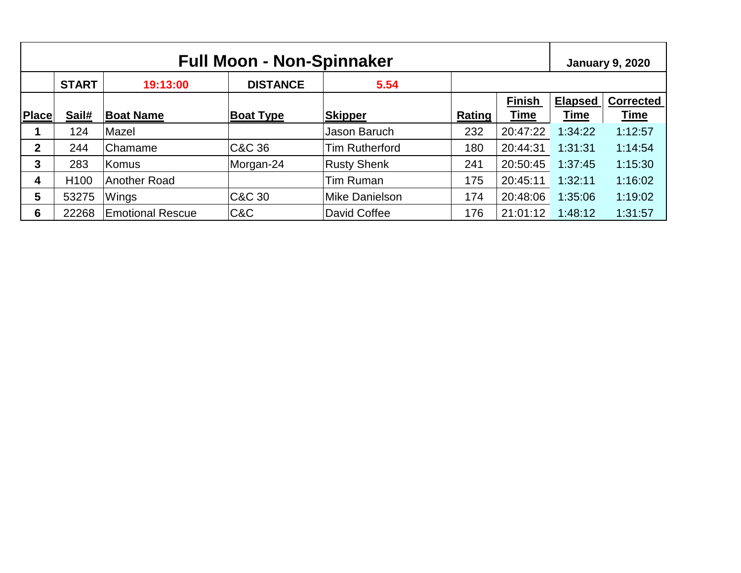# Full Moon - Non-Spinnaker

**January 9, 2020**

| | START | 19:13:00 | DISTANCE | 5.54 | | | | |
|---|---|---|---|---|---|---|---|---|
| **Place** | **Sail#** | **Boat Name** | **Boat Type** | **Skipper** | **Rating** | **Finish Time** | **Elapsed Time** | **Corrected Time** |
| **1** | 124 | Mazel | | Jason Baruch | 232 | 20:47:22 | 1:34:22 | 1:12:57 |
| **2** | 244 | Chamame | C&C 36 | Tim Rutherford | 180 | 20:44:31 | 1:31:31 | 1:14:54 |
| **3** | 283 | Komus | Morgan-24 | Rusty Shenk | 241 | 20:50:45 | 1:37:45 | 1:15:30 |
| **4** | H100 | Another Road | | Tim Ruman | 175 | 20:45:11 | 1:32:11 | 1:16:02 |
| **5** | 53275 | Wings | C&C 30 | Mike Danielson | 174 | 20:48:06 | 1:35:06 | 1:19:02 |
| **6** | 22268 | Emotional Rescue | C&C | David Coffee | 176 | 21:01:12 | 1:48:12 | 1:31:57 |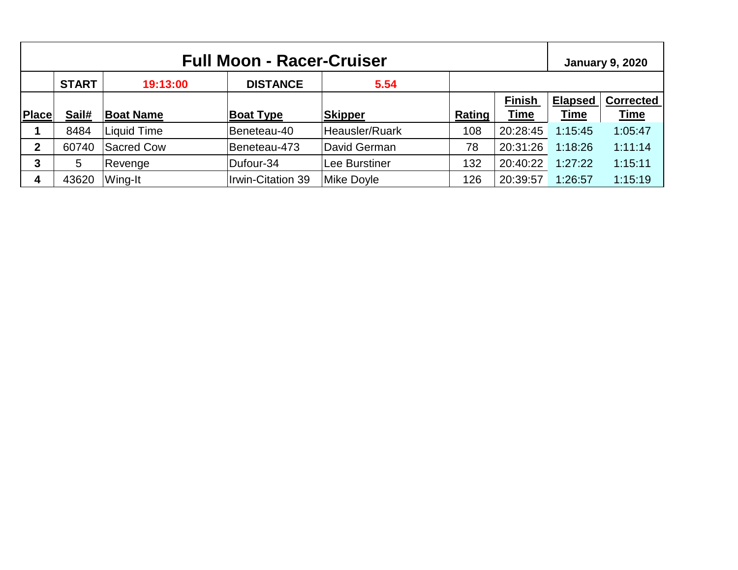# Full Moon - Racer-Cruiser

**January 9, 2020**

| | START | 19:13:00 | DISTANCE | 5.54 | | | | |
|---|---|---|---|---|---|---|---|---|
| **Place** | **Sail#** | **Boat Name** | **Boat Type** | **Skipper** | **Rating** | **Finish Time** | **Elapsed Time** | **Corrected Time** |
| **1** | 8484 | Liquid Time | Beneteau-40 | Heausler/Ruark | 108 | 20:28:45 | 1:15:45 | 1:05:47 |
| **2** | 60740 | Sacred Cow | Beneteau-473 | David German | 78 | 20:31:26 | 1:18:26 | 1:11:14 |
| **3** | 5 | Revenge | Dufour-34 | Lee Burstiner | 132 | 20:40:22 | 1:27:22 | 1:15:11 |
| **4** | 43620 | Wing-It | Irwin-Citation 39 | Mike Doyle | 126 | 20:39:57 | 1:26:57 | 1:15:19 |